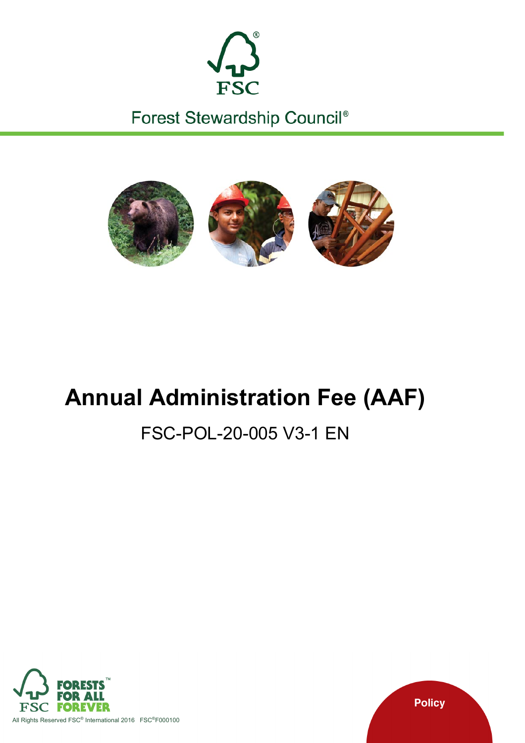FSC

Forest Stewardship Council®

# Annual Administration Fee (AAF)

## FSC-POL-20-005 V3-1 EN

FORESTS FOR ALL FOREVER

All Rights Reserved FSC® International 2016 FSC®F000100

Policy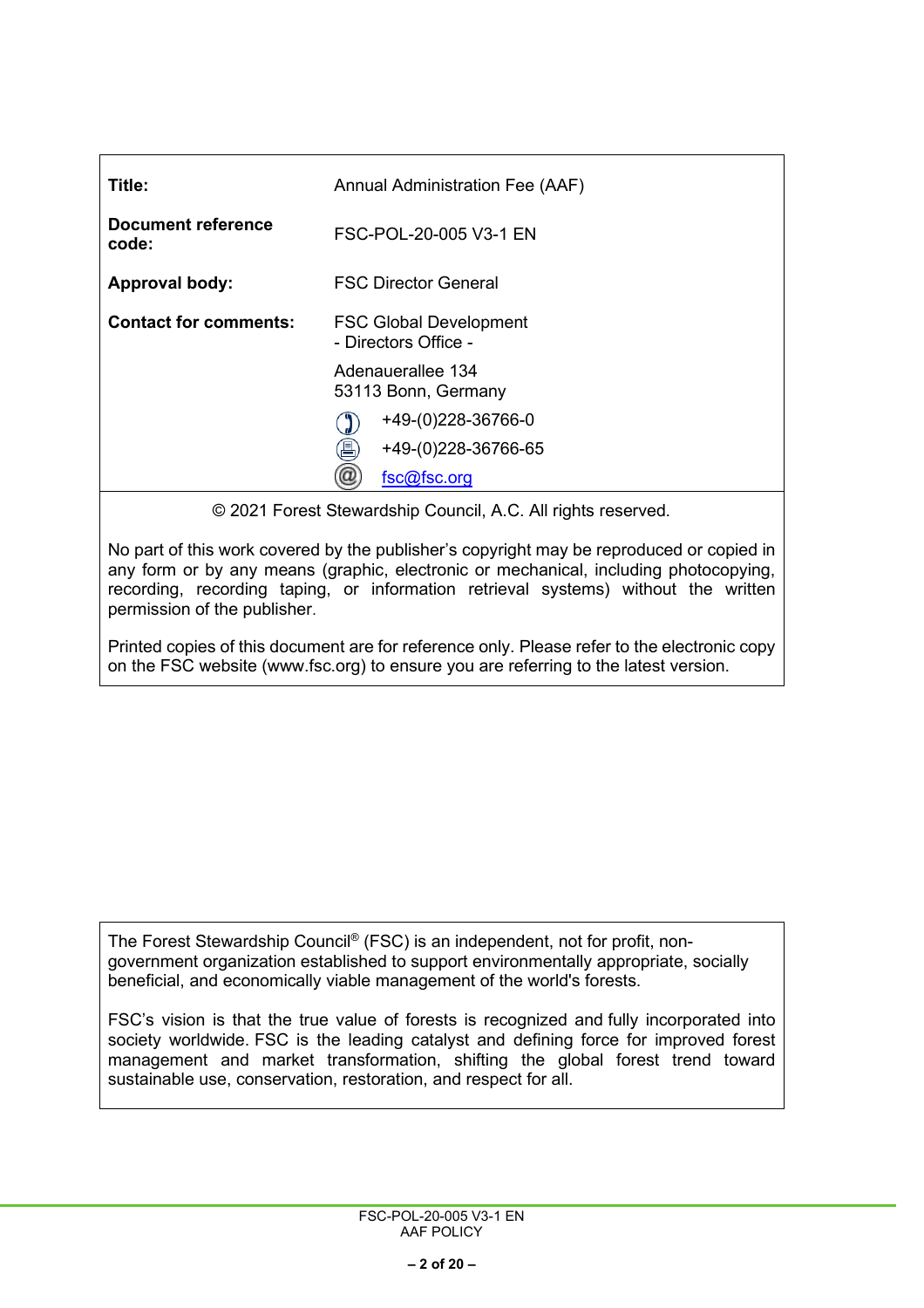| | |
|---|---|
| **Title:** | Annual Administration Fee (AAF) |
| **Document reference code:** | FSC-POL-20-005 V3-1 EN |
| **Approval body:** | FSC Director General |
| **Contact for comments:** | FSC Global Development<br>- Directors Office -<br><br>Adenauerallee 134<br>53113 Bonn, Germany<br><br>+49-(0)228-36766-0<br>+49-(0)228-36766-65<br>fsc@fsc.org |

© 2021 Forest Stewardship Council, A.C. All rights reserved.

No part of this work covered by the publisher's copyright may be reproduced or copied in any form or by any means (graphic, electronic or mechanical, including photocopying, recording, recording taping, or information retrieval systems) without the written permission of the publisher.

Printed copies of this document are for reference only. Please refer to the electronic copy on the FSC website (www.fsc.org) to ensure you are referring to the latest version.

The Forest Stewardship Council® (FSC) is an independent, not for profit, non-government organization established to support environmentally appropriate, socially beneficial, and economically viable management of the world's forests.

FSC's vision is that the true value of forests is recognized and fully incorporated into society worldwide. FSC is the leading catalyst and defining force for improved forest management and market transformation, shifting the global forest trend toward sustainable use, conservation, restoration, and respect for all.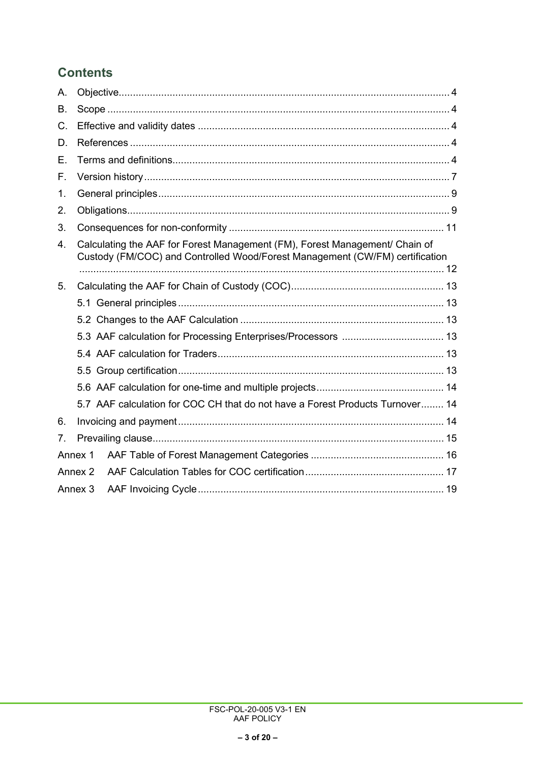## Contents

A. Objective .................................................................................................................... 4

B. Scope ........................................................................................................................ 4

C. Effective and validity dates ........................................................................................ 4

D. References ................................................................................................................ 4

E. Terms and definitions................................................................................................. 4

F. Version history ........................................................................................................... 7

1. General principles ...................................................................................................... 9

2. Obligations ................................................................................................................. 9

3. Consequences for non-conformity ............................................................................ 11

4. Calculating the AAF for Forest Management (FM), Forest Management/ Chain of Custody (FM/COC) and Controlled Wood/Forest Management (CW/FM) certification ................................................................................................................................ 12

5. Calculating the AAF for Chain of Custody (COC)...................................................... 13

   5.1 General principles ............................................................................................. 13

   5.2 Changes to the AAF Calculation ........................................................................ 13

   5.3 AAF calculation for Processing Enterprises/Processors .................................... 13

   5.4 AAF calculation for Traders................................................................................ 13

   5.5 Group certification ............................................................................................. 13

   5.6 AAF calculation for one-time and multiple projects ............................................. 14

   5.7 AAF calculation for COC CH that do not have a Forest Products Turnover........ 14

6. Invoicing and payment ............................................................................................. 14

7. Prevailing clause ...................................................................................................... 15

Annex 1 AAF Table of Forest Management Categories ............................................... 16

Annex 2 AAF Calculation Tables for COC certification ................................................. 17

Annex 3 AAF Invoicing Cycle ....................................................................................... 19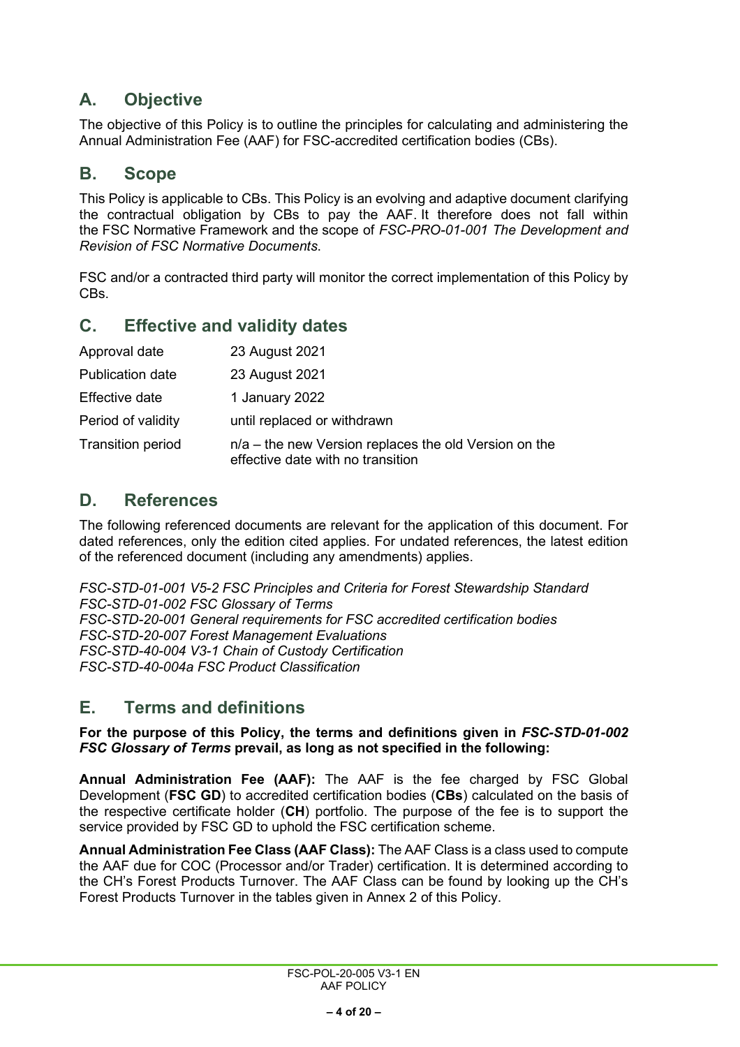## A. Objective

The objective of this Policy is to outline the principles for calculating and administering the Annual Administration Fee (AAF) for FSC-accredited certification bodies (CBs).

## B. Scope

This Policy is applicable to CBs. This Policy is an evolving and adaptive document clarifying the contractual obligation by CBs to pay the AAF. It therefore does not fall within the FSC Normative Framework and the scope of *FSC-PRO-01-001 The Development and Revision of FSC Normative Documents*.

FSC and/or a contracted third party will monitor the correct implementation of this Policy by CBs.

## C. Effective and validity dates

| | |
|---|---|
| Approval date | 23 August 2021 |
| Publication date | 23 August 2021 |
| Effective date | 1 January 2022 |
| Period of validity | until replaced or withdrawn |
| Transition period | n/a – the new Version replaces the old Version on the effective date with no transition |

## D. References

The following referenced documents are relevant for the application of this document. For dated references, only the edition cited applies. For undated references, the latest edition of the referenced document (including any amendments) applies.

*FSC-STD-01-001 V5-2 FSC Principles and Criteria for Forest Stewardship Standard*
*FSC-STD-01-002 FSC Glossary of Terms*
*FSC-STD-20-001 General requirements for FSC accredited certification bodies*
*FSC-STD-20-007 Forest Management Evaluations*
*FSC-STD-40-004 V3-1 Chain of Custody Certification*
*FSC-STD-40-004a FSC Product Classification*

## E. Terms and definitions

**For the purpose of this Policy, the terms and definitions given in *FSC-STD-01-002 FSC Glossary of Terms* prevail, as long as not specified in the following:**

**Annual Administration Fee (AAF):** The AAF is the fee charged by FSC Global Development (**FSC GD**) to accredited certification bodies (**CBs**) calculated on the basis of the respective certificate holder (**CH**) portfolio. The purpose of the fee is to support the service provided by FSC GD to uphold the FSC certification scheme.

**Annual Administration Fee Class (AAF Class):** The AAF Class is a class used to compute the AAF due for COC (Processor and/or Trader) certification. It is determined according to the CH's Forest Products Turnover. The AAF Class can be found by looking up the CH's Forest Products Turnover in the tables given in Annex 2 of this Policy.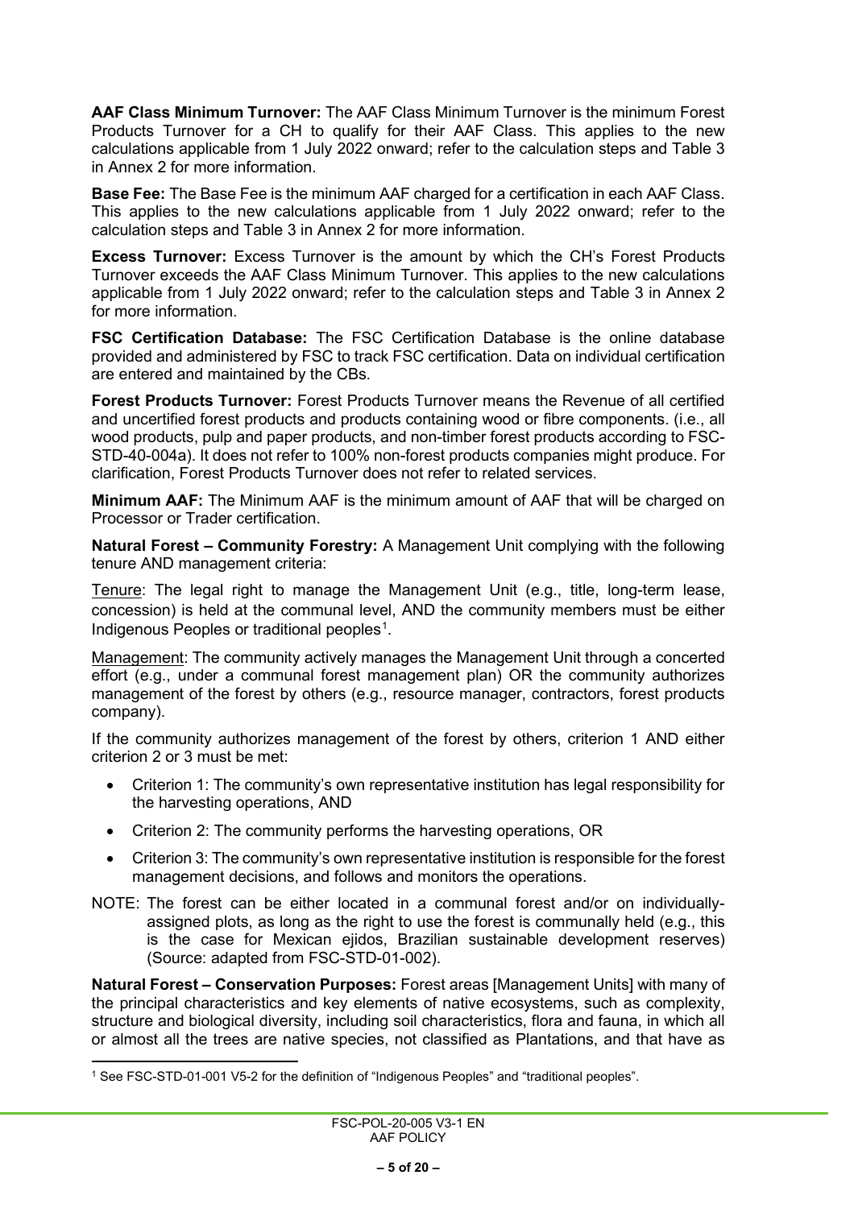**AAF Class Minimum Turnover:** The AAF Class Minimum Turnover is the minimum Forest Products Turnover for a CH to qualify for their AAF Class. This applies to the new calculations applicable from 1 July 2022 onward; refer to the calculation steps and Table 3 in Annex 2 for more information.

**Base Fee:** The Base Fee is the minimum AAF charged for a certification in each AAF Class. This applies to the new calculations applicable from 1 July 2022 onward; refer to the calculation steps and Table 3 in Annex 2 for more information.

**Excess Turnover:** Excess Turnover is the amount by which the CH's Forest Products Turnover exceeds the AAF Class Minimum Turnover. This applies to the new calculations applicable from 1 July 2022 onward; refer to the calculation steps and Table 3 in Annex 2 for more information.

**FSC Certification Database:** The FSC Certification Database is the online database provided and administered by FSC to track FSC certification. Data on individual certification are entered and maintained by the CBs.

**Forest Products Turnover:** Forest Products Turnover means the Revenue of all certified and uncertified forest products and products containing wood or fibre components. (i.e., all wood products, pulp and paper products, and non-timber forest products according to FSC-STD-40-004a). It does not refer to 100% non-forest products companies might produce. For clarification, Forest Products Turnover does not refer to related services.

**Minimum AAF:** The Minimum AAF is the minimum amount of AAF that will be charged on Processor or Trader certification.

**Natural Forest – Community Forestry:** A Management Unit complying with the following tenure AND management criteria:

Tenure: The legal right to manage the Management Unit (e.g., title, long-term lease, concession) is held at the communal level, AND the community members must be either Indigenous Peoples or traditional peoples[1].

Management: The community actively manages the Management Unit through a concerted effort (e.g., under a communal forest management plan) OR the community authorizes management of the forest by others (e.g., resource manager, contractors, forest products company).

If the community authorizes management of the forest by others, criterion 1 AND either criterion 2 or 3 must be met:

- Criterion 1: The community's own representative institution has legal responsibility for the harvesting operations, AND
- Criterion 2: The community performs the harvesting operations, OR
- Criterion 3: The community's own representative institution is responsible for the forest management decisions, and follows and monitors the operations.

NOTE: The forest can be either located in a communal forest and/or on individually-assigned plots, as long as the right to use the forest is communally held (e.g., this is the case for Mexican ejidos, Brazilian sustainable development reserves) (Source: adapted from FSC-STD-01-002).

**Natural Forest – Conservation Purposes:** Forest areas [Management Units] with many of the principal characteristics and key elements of native ecosystems, such as complexity, structure and biological diversity, including soil characteristics, flora and fauna, in which all or almost all the trees are native species, not classified as Plantations, and that have as

[1] See FSC-STD-01-001 V5-2 for the definition of "Indigenous Peoples" and "traditional peoples".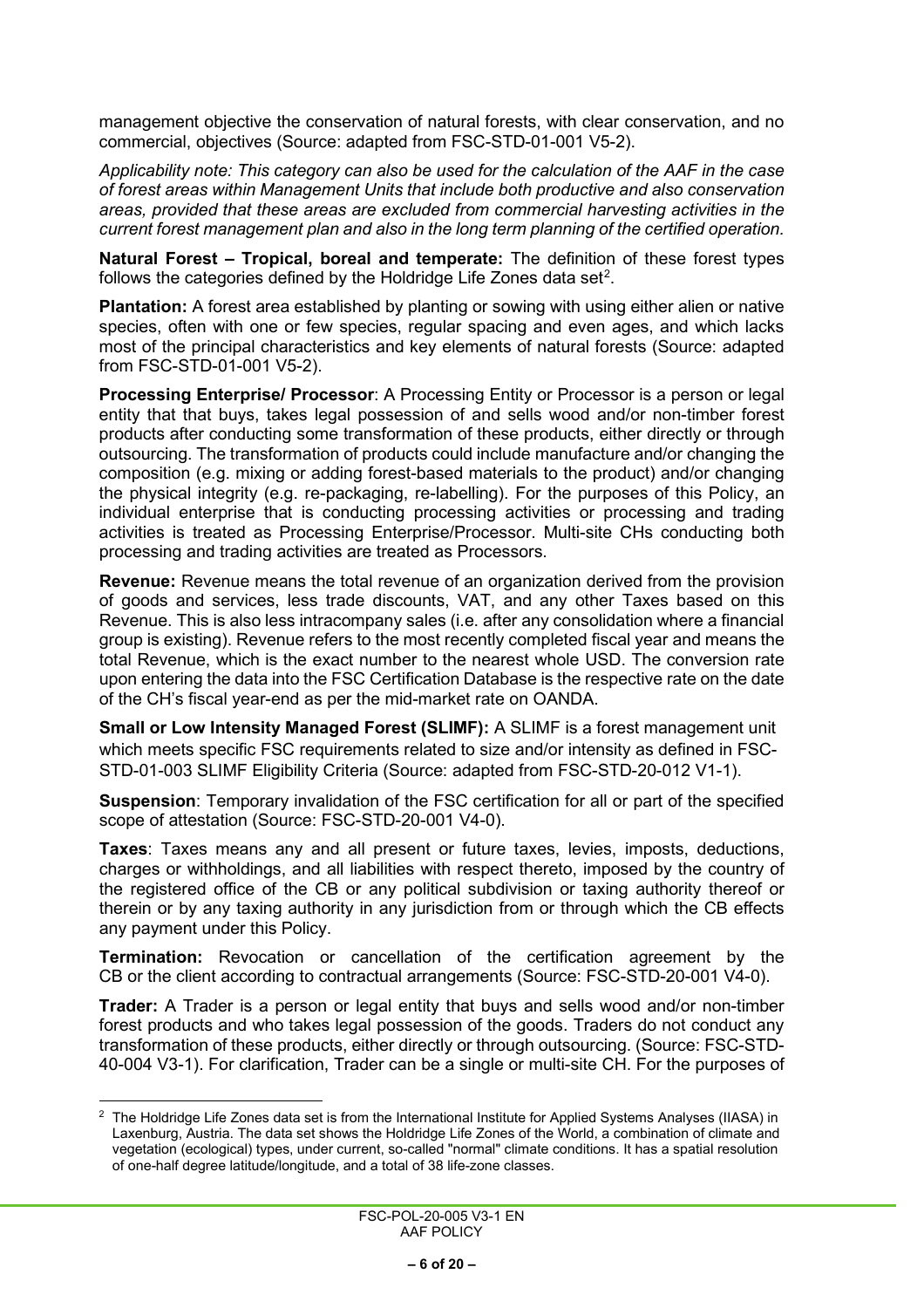management objective the conservation of natural forests, with clear conservation, and no commercial, objectives (Source: adapted from FSC-STD-01-001 V5-2).

*Applicability note: This category can also be used for the calculation of the AAF in the case of forest areas within Management Units that include both productive and also conservation areas, provided that these areas are excluded from commercial harvesting activities in the current forest management plan and also in the long term planning of the certified operation.*

**Natural Forest – Tropical, boreal and temperate:** The definition of these forest types follows the categories defined by the Holdridge Life Zones data set[2].

**Plantation:** A forest area established by planting or sowing with using either alien or native species, often with one or few species, regular spacing and even ages, and which lacks most of the principal characteristics and key elements of natural forests (Source: adapted from FSC-STD-01-001 V5-2).

**Processing Enterprise/ Processor**: A Processing Entity or Processor is a person or legal entity that that buys, takes legal possession of and sells wood and/or non-timber forest products after conducting some transformation of these products, either directly or through outsourcing. The transformation of products could include manufacture and/or changing the composition (e.g. mixing or adding forest-based materials to the product) and/or changing the physical integrity (e.g. re-packaging, re-labelling). For the purposes of this Policy, an individual enterprise that is conducting processing activities or processing and trading activities is treated as Processing Enterprise/Processor. Multi-site CHs conducting both processing and trading activities are treated as Processors.

**Revenue:** Revenue means the total revenue of an organization derived from the provision of goods and services, less trade discounts, VAT, and any other Taxes based on this Revenue. This is also less intracompany sales (i.e. after any consolidation where a financial group is existing). Revenue refers to the most recently completed fiscal year and means the total Revenue, which is the exact number to the nearest whole USD. The conversion rate upon entering the data into the FSC Certification Database is the respective rate on the date of the CH's fiscal year-end as per the mid-market rate on OANDA.

**Small or Low Intensity Managed Forest (SLIMF):** A SLIMF is a forest management unit which meets specific FSC requirements related to size and/or intensity as defined in FSC-STD-01-003 SLIMF Eligibility Criteria (Source: adapted from FSC-STD-20-012 V1-1).

**Suspension**: Temporary invalidation of the FSC certification for all or part of the specified scope of attestation (Source: FSC-STD-20-001 V4-0).

**Taxes**: Taxes means any and all present or future taxes, levies, imposts, deductions, charges or withholdings, and all liabilities with respect thereto, imposed by the country of the registered office of the CB or any political subdivision or taxing authority thereof or therein or by any taxing authority in any jurisdiction from or through which the CB effects any payment under this Policy.

**Termination:** Revocation or cancellation of the certification agreement by the CB or the client according to contractual arrangements (Source: FSC-STD-20-001 V4-0).

**Trader:** A Trader is a person or legal entity that buys and sells wood and/or non-timber forest products and who takes legal possession of the goods. Traders do not conduct any transformation of these products, either directly or through outsourcing. (Source: FSC-STD-40-004 V3-1). For clarification, Trader can be a single or multi-site CH. For the purposes of

---

[2] The Holdridge Life Zones data set is from the International Institute for Applied Systems Analyses (IIASA) in Laxenburg, Austria. The data set shows the Holdridge Life Zones of the World, a combination of climate and vegetation (ecological) types, under current, so-called "normal" climate conditions. It has a spatial resolution of one-half degree latitude/longitude, and a total of 38 life-zone classes.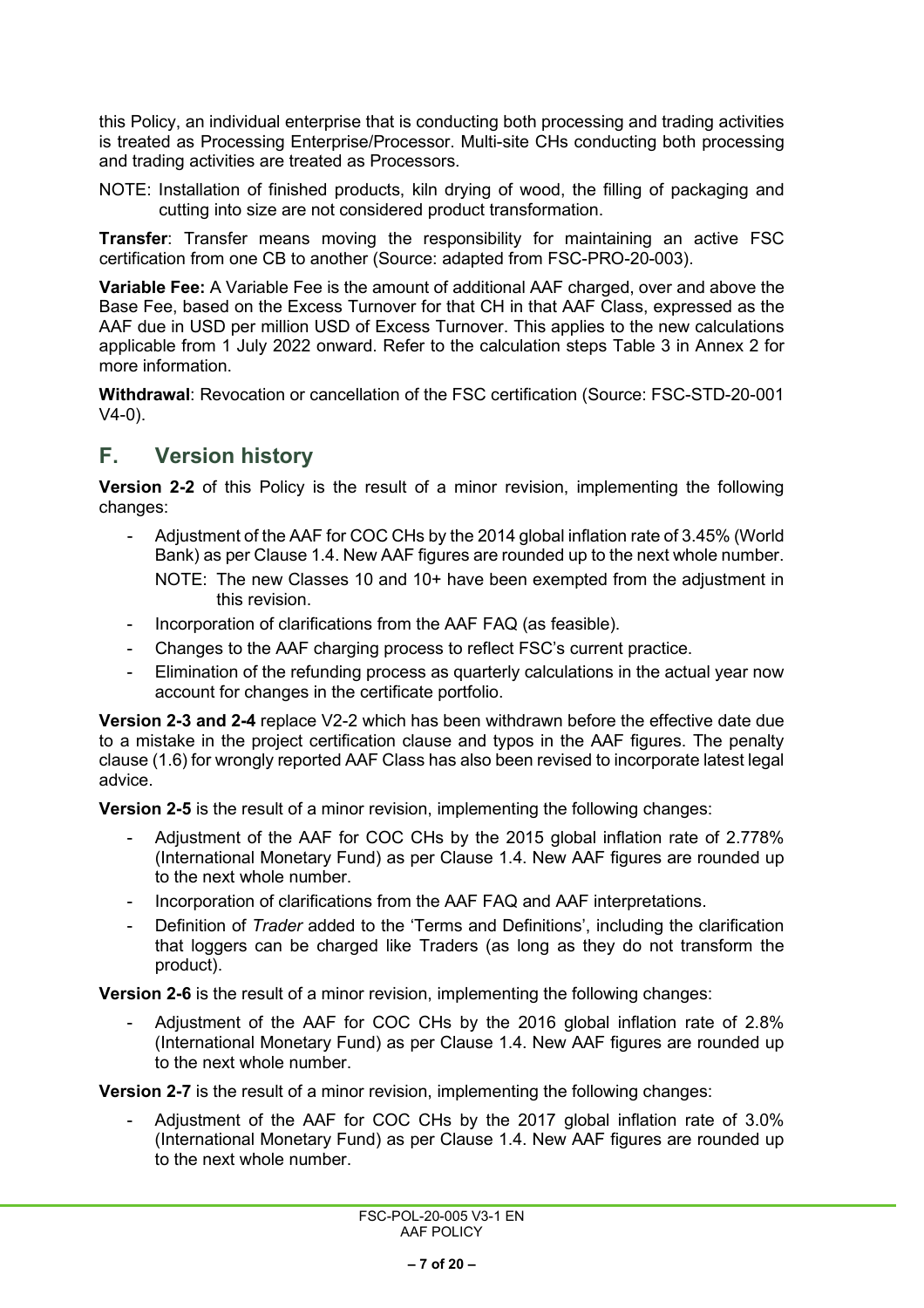this Policy, an individual enterprise that is conducting both processing and trading activities is treated as Processing Enterprise/Processor. Multi-site CHs conducting both processing and trading activities are treated as Processors.

NOTE: Installation of finished products, kiln drying of wood, the filling of packaging and cutting into size are not considered product transformation.

**Transfer**: Transfer means moving the responsibility for maintaining an active FSC certification from one CB to another (Source: adapted from FSC-PRO-20-003).

**Variable Fee:** A Variable Fee is the amount of additional AAF charged, over and above the Base Fee, based on the Excess Turnover for that CH in that AAF Class, expressed as the AAF due in USD per million USD of Excess Turnover. This applies to the new calculations applicable from 1 July 2022 onward. Refer to the calculation steps Table 3 in Annex 2 for more information.

**Withdrawal**: Revocation or cancellation of the FSC certification (Source: FSC-STD-20-001 V4-0).

## F. Version history

**Version 2-2** of this Policy is the result of a minor revision, implementing the following changes:

- Adjustment of the AAF for COC CHs by the 2014 global inflation rate of 3.45% (World Bank) as per Clause 1.4. New AAF figures are rounded up to the next whole number.

  NOTE: The new Classes 10 and 10+ have been exempted from the adjustment in this revision.
- Incorporation of clarifications from the AAF FAQ (as feasible).
- Changes to the AAF charging process to reflect FSC's current practice.
- Elimination of the refunding process as quarterly calculations in the actual year now account for changes in the certificate portfolio.

**Version 2-3 and 2-4** replace V2-2 which has been withdrawn before the effective date due to a mistake in the project certification clause and typos in the AAF figures. The penalty clause (1.6) for wrongly reported AAF Class has also been revised to incorporate latest legal advice.

**Version 2-5** is the result of a minor revision, implementing the following changes:

- Adjustment of the AAF for COC CHs by the 2015 global inflation rate of 2.778% (International Monetary Fund) as per Clause 1.4. New AAF figures are rounded up to the next whole number.
- Incorporation of clarifications from the AAF FAQ and AAF interpretations.
- Definition of *Trader* added to the 'Terms and Definitions', including the clarification that loggers can be charged like Traders (as long as they do not transform the product).

**Version 2-6** is the result of a minor revision, implementing the following changes:

- Adjustment of the AAF for COC CHs by the 2016 global inflation rate of 2.8% (International Monetary Fund) as per Clause 1.4. New AAF figures are rounded up to the next whole number.

**Version 2-7** is the result of a minor revision, implementing the following changes:

- Adjustment of the AAF for COC CHs by the 2017 global inflation rate of 3.0% (International Monetary Fund) as per Clause 1.4. New AAF figures are rounded up to the next whole number.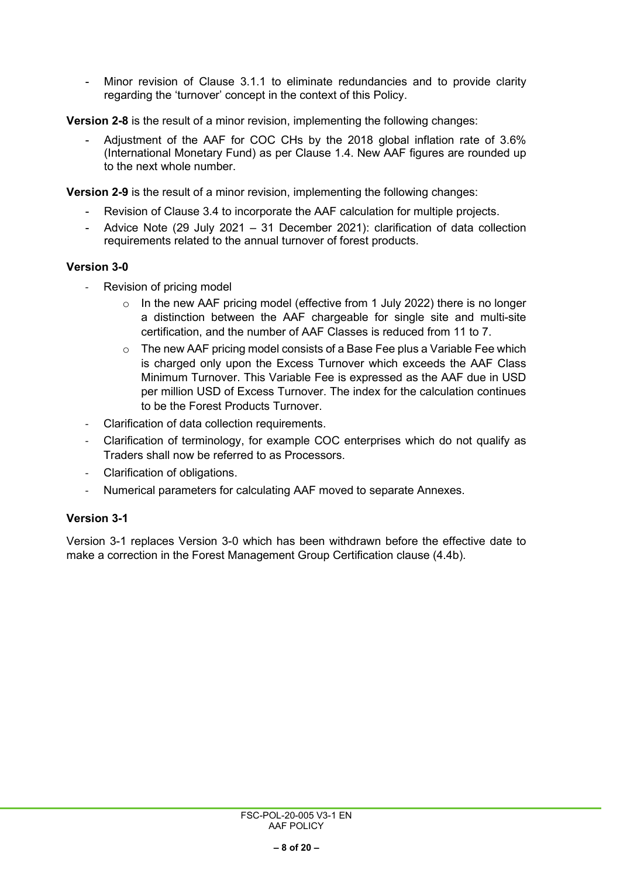- Minor revision of Clause 3.1.1 to eliminate redundancies and to provide clarity regarding the 'turnover' concept in the context of this Policy.

**Version 2-8** is the result of a minor revision, implementing the following changes:

- Adjustment of the AAF for COC CHs by the 2018 global inflation rate of 3.6% (International Monetary Fund) as per Clause 1.4. New AAF figures are rounded up to the next whole number.

**Version 2-9** is the result of a minor revision, implementing the following changes:

- Revision of Clause 3.4 to incorporate the AAF calculation for multiple projects.
- Advice Note (29 July 2021 – 31 December 2021): clarification of data collection requirements related to the annual turnover of forest products.

**Version 3-0**

- Revision of pricing model
  - In the new AAF pricing model (effective from 1 July 2022) there is no longer a distinction between the AAF chargeable for single site and multi-site certification, and the number of AAF Classes is reduced from 11 to 7.
  - The new AAF pricing model consists of a Base Fee plus a Variable Fee which is charged only upon the Excess Turnover which exceeds the AAF Class Minimum Turnover. This Variable Fee is expressed as the AAF due in USD per million USD of Excess Turnover. The index for the calculation continues to be the Forest Products Turnover.
- Clarification of data collection requirements.
- Clarification of terminology, for example COC enterprises which do not qualify as Traders shall now be referred to as Processors.
- Clarification of obligations.
- Numerical parameters for calculating AAF moved to separate Annexes.

**Version 3-1**

Version 3-1 replaces Version 3-0 which has been withdrawn before the effective date to make a correction in the Forest Management Group Certification clause (4.4b).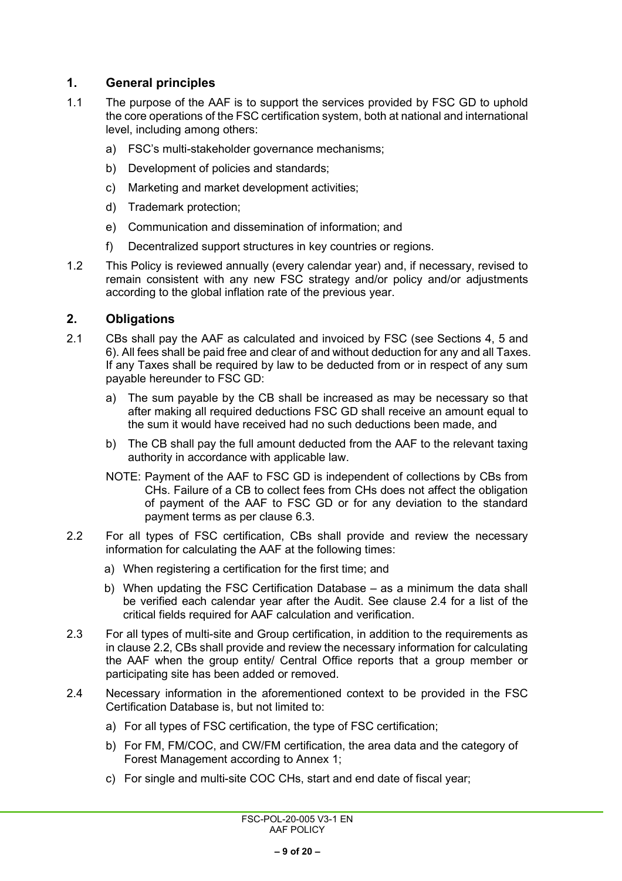## 1. General principles

1.1 The purpose of the AAF is to support the services provided by FSC GD to uphold the core operations of the FSC certification system, both at national and international level, including among others:

a) FSC's multi-stakeholder governance mechanisms;

b) Development of policies and standards;

c) Marketing and market development activities;

d) Trademark protection;

e) Communication and dissemination of information; and

f) Decentralized support structures in key countries or regions.

1.2 This Policy is reviewed annually (every calendar year) and, if necessary, revised to remain consistent with any new FSC strategy and/or policy and/or adjustments according to the global inflation rate of the previous year.

## 2. Obligations

2.1 CBs shall pay the AAF as calculated and invoiced by FSC (see Sections 4, 5 and 6). All fees shall be paid free and clear of and without deduction for any and all Taxes. If any Taxes shall be required by law to be deducted from or in respect of any sum payable hereunder to FSC GD:

a) The sum payable by the CB shall be increased as may be necessary so that after making all required deductions FSC GD shall receive an amount equal to the sum it would have received had no such deductions been made, and

b) The CB shall pay the full amount deducted from the AAF to the relevant taxing authority in accordance with applicable law.

NOTE: Payment of the AAF to FSC GD is independent of collections by CBs from CHs. Failure of a CB to collect fees from CHs does not affect the obligation of payment of the AAF to FSC GD or for any deviation to the standard payment terms as per clause 6.3.

2.2 For all types of FSC certification, CBs shall provide and review the necessary information for calculating the AAF at the following times:

a) When registering a certification for the first time; and

b) When updating the FSC Certification Database – as a minimum the data shall be verified each calendar year after the Audit. See clause 2.4 for a list of the critical fields required for AAF calculation and verification.

2.3 For all types of multi-site and Group certification, in addition to the requirements as in clause 2.2, CBs shall provide and review the necessary information for calculating the AAF when the group entity/ Central Office reports that a group member or participating site has been added or removed.

2.4 Necessary information in the aforementioned context to be provided in the FSC Certification Database is, but not limited to:

a) For all types of FSC certification, the type of FSC certification;

b) For FM, FM/COC, and CW/FM certification, the area data and the category of Forest Management according to Annex 1;

c) For single and multi-site COC CHs, start and end date of fiscal year;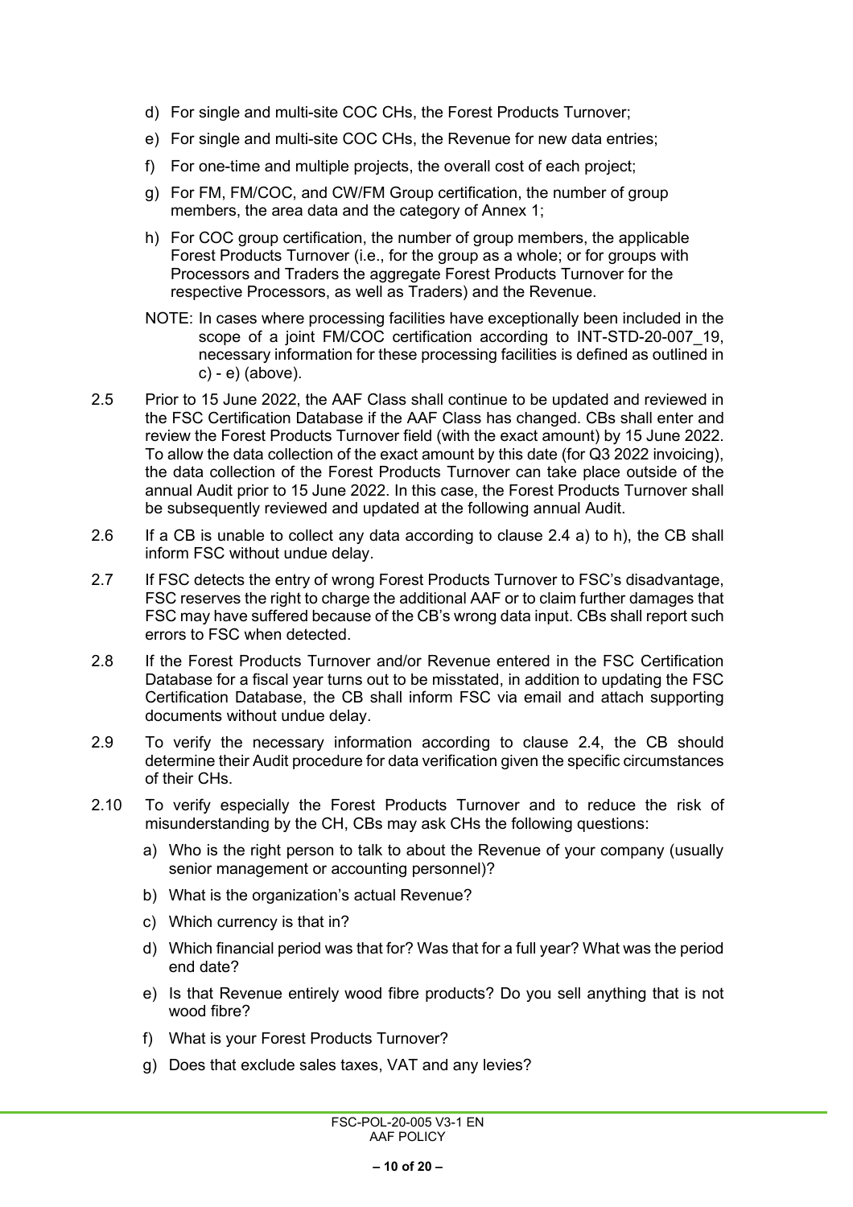d) For single and multi-site COC CHs, the Forest Products Turnover;

e) For single and multi-site COC CHs, the Revenue for new data entries;

f) For one-time and multiple projects, the overall cost of each project;

g) For FM, FM/COC, and CW/FM Group certification, the number of group members, the area data and the category of Annex 1;

h) For COC group certification, the number of group members, the applicable Forest Products Turnover (i.e., for the group as a whole; or for groups with Processors and Traders the aggregate Forest Products Turnover for the respective Processors, as well as Traders) and the Revenue.

NOTE: In cases where processing facilities have exceptionally been included in the scope of a joint FM/COC certification according to INT-STD-20-007_19, necessary information for these processing facilities is defined as outlined in c) - e) (above).

2.5 Prior to 15 June 2022, the AAF Class shall continue to be updated and reviewed in the FSC Certification Database if the AAF Class has changed. CBs shall enter and review the Forest Products Turnover field (with the exact amount) by 15 June 2022. To allow the data collection of the exact amount by this date (for Q3 2022 invoicing), the data collection of the Forest Products Turnover can take place outside of the annual Audit prior to 15 June 2022. In this case, the Forest Products Turnover shall be subsequently reviewed and updated at the following annual Audit.

2.6 If a CB is unable to collect any data according to clause 2.4 a) to h), the CB shall inform FSC without undue delay.

2.7 If FSC detects the entry of wrong Forest Products Turnover to FSC's disadvantage, FSC reserves the right to charge the additional AAF or to claim further damages that FSC may have suffered because of the CB's wrong data input. CBs shall report such errors to FSC when detected.

2.8 If the Forest Products Turnover and/or Revenue entered in the FSC Certification Database for a fiscal year turns out to be misstated, in addition to updating the FSC Certification Database, the CB shall inform FSC via email and attach supporting documents without undue delay.

2.9 To verify the necessary information according to clause 2.4, the CB should determine their Audit procedure for data verification given the specific circumstances of their CHs.

2.10 To verify especially the Forest Products Turnover and to reduce the risk of misunderstanding by the CH, CBs may ask CHs the following questions:

a) Who is the right person to talk to about the Revenue of your company (usually senior management or accounting personnel)?

b) What is the organization's actual Revenue?

c) Which currency is that in?

d) Which financial period was that for? Was that for a full year? What was the period end date?

e) Is that Revenue entirely wood fibre products? Do you sell anything that is not wood fibre?

f) What is your Forest Products Turnover?

g) Does that exclude sales taxes, VAT and any levies?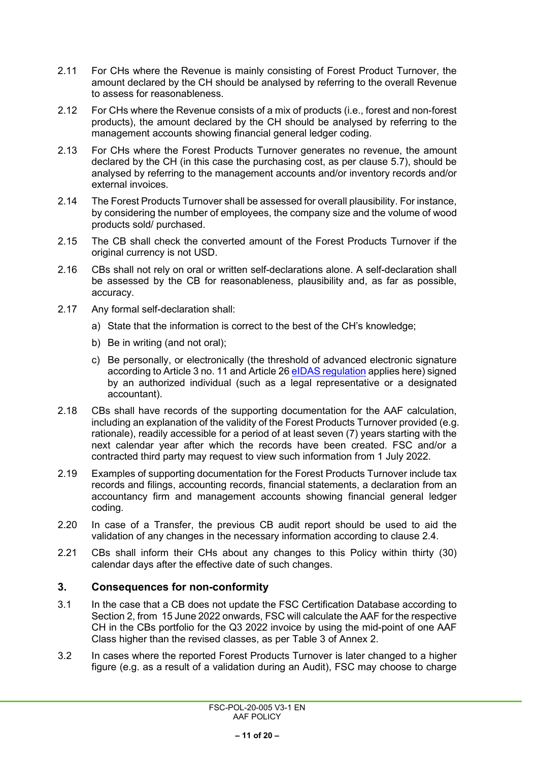2.11 For CHs where the Revenue is mainly consisting of Forest Product Turnover, the amount declared by the CH should be analysed by referring to the overall Revenue to assess for reasonableness.

2.12 For CHs where the Revenue consists of a mix of products (i.e., forest and non-forest products), the amount declared by the CH should be analysed by referring to the management accounts showing financial general ledger coding.

2.13 For CHs where the Forest Products Turnover generates no revenue, the amount declared by the CH (in this case the purchasing cost, as per clause 5.7), should be analysed by referring to the management accounts and/or inventory records and/or external invoices.

2.14 The Forest Products Turnover shall be assessed for overall plausibility. For instance, by considering the number of employees, the company size and the volume of wood products sold/ purchased.

2.15 The CB shall check the converted amount of the Forest Products Turnover if the original currency is not USD.

2.16 CBs shall not rely on oral or written self-declarations alone. A self-declaration shall be assessed by the CB for reasonableness, plausibility and, as far as possible, accuracy.

2.17 Any formal self-declaration shall:

a) State that the information is correct to the best of the CH's knowledge;

b) Be in writing (and not oral);

c) Be personally, or electronically (the threshold of advanced electronic signature according to Article 3 no. 11 and Article 26 eIDAS regulation applies here) signed by an authorized individual (such as a legal representative or a designated accountant).

2.18 CBs shall have records of the supporting documentation for the AAF calculation, including an explanation of the validity of the Forest Products Turnover provided (e.g. rationale), readily accessible for a period of at least seven (7) years starting with the next calendar year after which the records have been created. FSC and/or a contracted third party may request to view such information from 1 July 2022.

2.19 Examples of supporting documentation for the Forest Products Turnover include tax records and filings, accounting records, financial statements, a declaration from an accountancy firm and management accounts showing financial general ledger coding.

2.20 In case of a Transfer, the previous CB audit report should be used to aid the validation of any changes in the necessary information according to clause 2.4.

2.21 CBs shall inform their CHs about any changes to this Policy within thirty (30) calendar days after the effective date of such changes.

## 3. Consequences for non-conformity

3.1 In the case that a CB does not update the FSC Certification Database according to Section 2, from 15 June 2022 onwards, FSC will calculate the AAF for the respective CH in the CBs portfolio for the Q3 2022 invoice by using the mid-point of one AAF Class higher than the revised classes, as per Table 3 of Annex 2.

3.2 In cases where the reported Forest Products Turnover is later changed to a higher figure (e.g. as a result of a validation during an Audit), FSC may choose to charge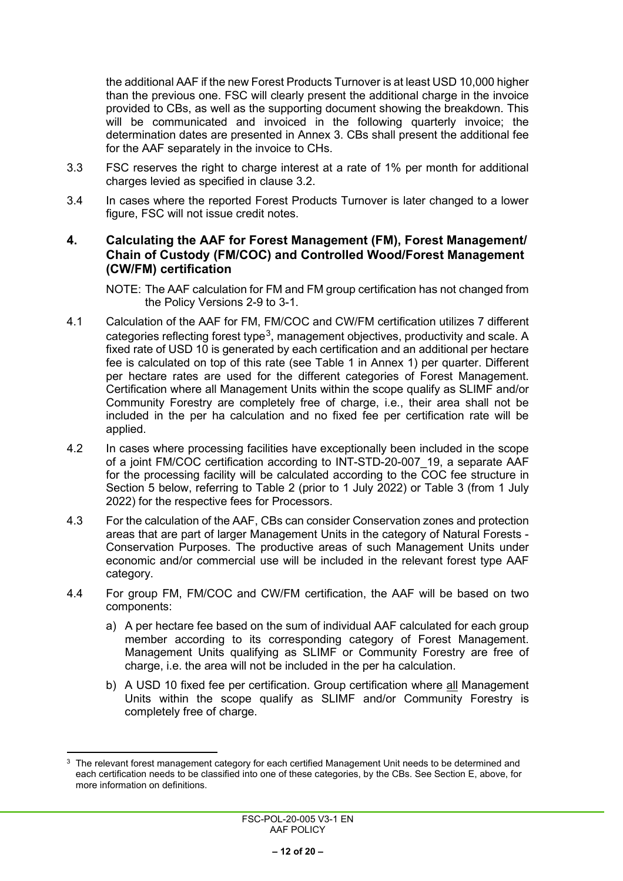the additional AAF if the new Forest Products Turnover is at least USD 10,000 higher than the previous one. FSC will clearly present the additional charge in the invoice provided to CBs, as well as the supporting document showing the breakdown. This will be communicated and invoiced in the following quarterly invoice; the determination dates are presented in Annex 3. CBs shall present the additional fee for the AAF separately in the invoice to CHs.

3.3 FSC reserves the right to charge interest at a rate of 1% per month for additional charges levied as specified in clause 3.2.

3.4 In cases where the reported Forest Products Turnover is later changed to a lower figure, FSC will not issue credit notes.

## 4. Calculating the AAF for Forest Management (FM), Forest Management/ Chain of Custody (FM/COC) and Controlled Wood/Forest Management (CW/FM) certification

NOTE: The AAF calculation for FM and FM group certification has not changed from the Policy Versions 2-9 to 3-1.

4.1 Calculation of the AAF for FM, FM/COC and CW/FM certification utilizes 7 different categories reflecting forest type[3], management objectives, productivity and scale. A fixed rate of USD 10 is generated by each certification and an additional per hectare fee is calculated on top of this rate (see Table 1 in Annex 1) per quarter. Different per hectare rates are used for the different categories of Forest Management. Certification where all Management Units within the scope qualify as SLIMF and/or Community Forestry are completely free of charge, i.e., their area shall not be included in the per ha calculation and no fixed fee per certification rate will be applied.

4.2 In cases where processing facilities have exceptionally been included in the scope of a joint FM/COC certification according to INT-STD-20-007_19, a separate AAF for the processing facility will be calculated according to the COC fee structure in Section 5 below, referring to Table 2 (prior to 1 July 2022) or Table 3 (from 1 July 2022) for the respective fees for Processors.

4.3 For the calculation of the AAF, CBs can consider Conservation zones and protection areas that are part of larger Management Units in the category of Natural Forests - Conservation Purposes. The productive areas of such Management Units under economic and/or commercial use will be included in the relevant forest type AAF category.

4.4 For group FM, FM/COC and CW/FM certification, the AAF will be based on two components:

a) A per hectare fee based on the sum of individual AAF calculated for each group member according to its corresponding category of Forest Management. Management Units qualifying as SLIMF or Community Forestry are free of charge, i.e. the area will not be included in the per ha calculation.

b) A USD 10 fixed fee per certification. Group certification where <u>all</u> Management Units within the scope qualify as SLIMF and/or Community Forestry is completely free of charge.

---

[3] The relevant forest management category for each certified Management Unit needs to be determined and each certification needs to be classified into one of these categories, by the CBs. See Section E, above, for more information on definitions.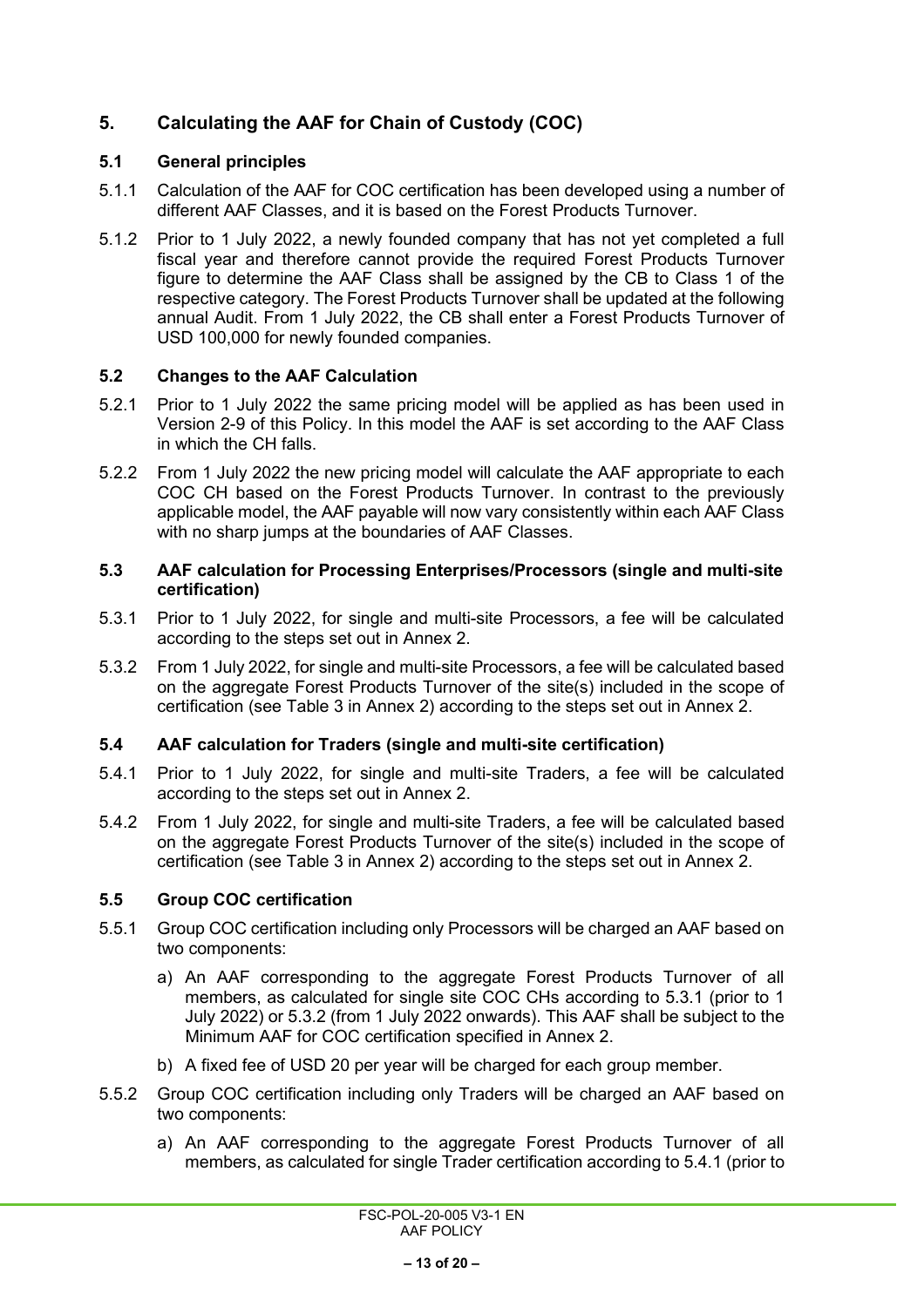## 5. Calculating the AAF for Chain of Custody (COC)

### 5.1 General principles

5.1.1 Calculation of the AAF for COC certification has been developed using a number of different AAF Classes, and it is based on the Forest Products Turnover.

5.1.2 Prior to 1 July 2022, a newly founded company that has not yet completed a full fiscal year and therefore cannot provide the required Forest Products Turnover figure to determine the AAF Class shall be assigned by the CB to Class 1 of the respective category. The Forest Products Turnover shall be updated at the following annual Audit. From 1 July 2022, the CB shall enter a Forest Products Turnover of USD 100,000 for newly founded companies.

### 5.2 Changes to the AAF Calculation

5.2.1 Prior to 1 July 2022 the same pricing model will be applied as has been used in Version 2-9 of this Policy. In this model the AAF is set according to the AAF Class in which the CH falls.

5.2.2 From 1 July 2022 the new pricing model will calculate the AAF appropriate to each COC CH based on the Forest Products Turnover. In contrast to the previously applicable model, the AAF payable will now vary consistently within each AAF Class with no sharp jumps at the boundaries of AAF Classes.

### 5.3 AAF calculation for Processing Enterprises/Processors (single and multi-site certification)

5.3.1 Prior to 1 July 2022, for single and multi-site Processors, a fee will be calculated according to the steps set out in Annex 2.

5.3.2 From 1 July 2022, for single and multi-site Processors, a fee will be calculated based on the aggregate Forest Products Turnover of the site(s) included in the scope of certification (see Table 3 in Annex 2) according to the steps set out in Annex 2.

### 5.4 AAF calculation for Traders (single and multi-site certification)

5.4.1 Prior to 1 July 2022, for single and multi-site Traders, a fee will be calculated according to the steps set out in Annex 2.

5.4.2 From 1 July 2022, for single and multi-site Traders, a fee will be calculated based on the aggregate Forest Products Turnover of the site(s) included in the scope of certification (see Table 3 in Annex 2) according to the steps set out in Annex 2.

### 5.5 Group COC certification

5.5.1 Group COC certification including only Processors will be charged an AAF based on two components:

a) An AAF corresponding to the aggregate Forest Products Turnover of all members, as calculated for single site COC CHs according to 5.3.1 (prior to 1 July 2022) or 5.3.2 (from 1 July 2022 onwards). This AAF shall be subject to the Minimum AAF for COC certification specified in Annex 2.

b) A fixed fee of USD 20 per year will be charged for each group member.

5.5.2 Group COC certification including only Traders will be charged an AAF based on two components:

a) An AAF corresponding to the aggregate Forest Products Turnover of all members, as calculated for single Trader certification according to 5.4.1 (prior to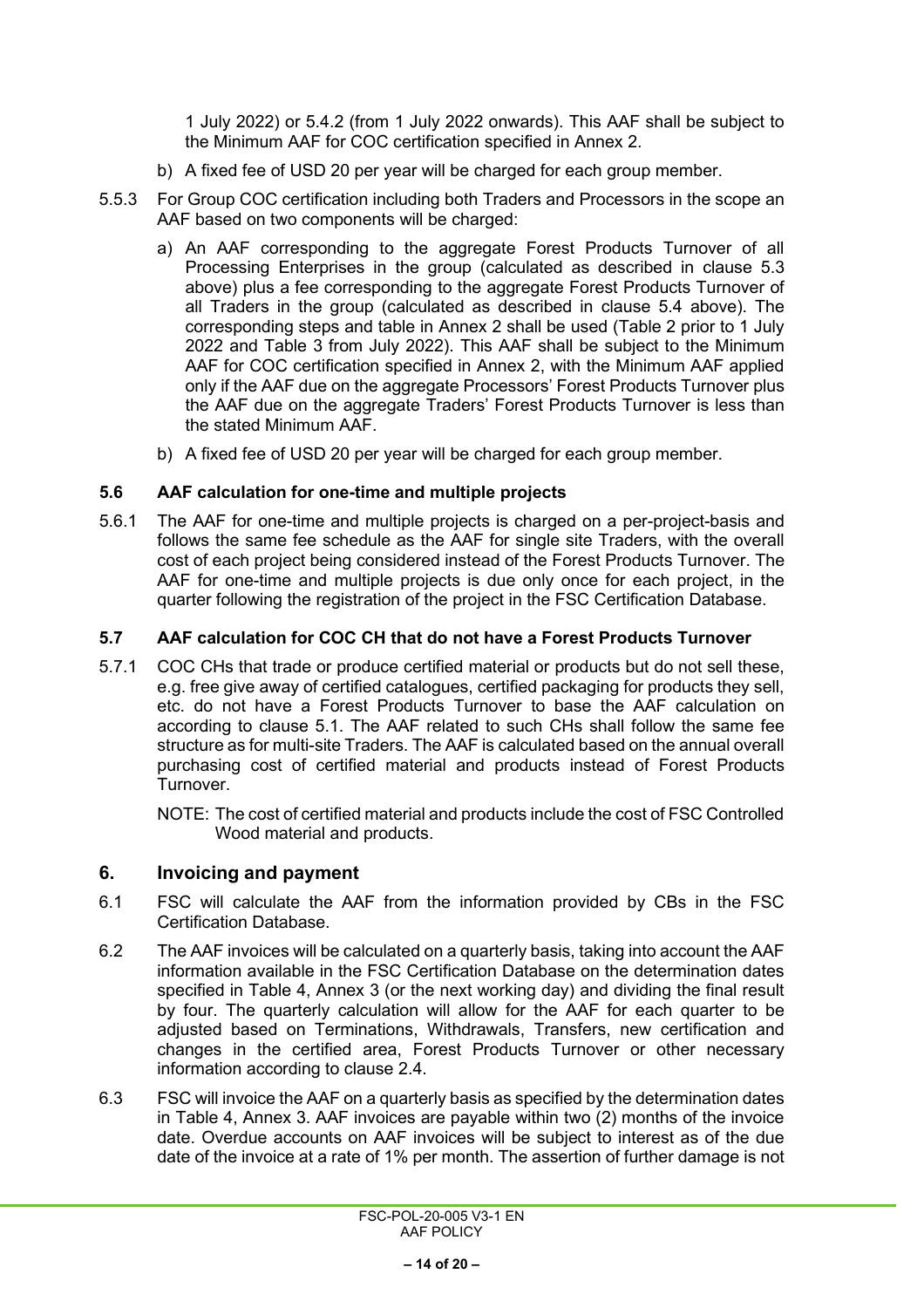1 July 2022) or 5.4.2 (from 1 July 2022 onwards). This AAF shall be subject to the Minimum AAF for COC certification specified in Annex 2.

b) A fixed fee of USD 20 per year will be charged for each group member.

5.5.3 For Group COC certification including both Traders and Processors in the scope an AAF based on two components will be charged:

a) An AAF corresponding to the aggregate Forest Products Turnover of all Processing Enterprises in the group (calculated as described in clause 5.3 above) plus a fee corresponding to the aggregate Forest Products Turnover of all Traders in the group (calculated as described in clause 5.4 above). The corresponding steps and table in Annex 2 shall be used (Table 2 prior to 1 July 2022 and Table 3 from July 2022). This AAF shall be subject to the Minimum AAF for COC certification specified in Annex 2, with the Minimum AAF applied only if the AAF due on the aggregate Processors' Forest Products Turnover plus the AAF due on the aggregate Traders' Forest Products Turnover is less than the stated Minimum AAF.

b) A fixed fee of USD 20 per year will be charged for each group member.

### 5.6 AAF calculation for one-time and multiple projects

5.6.1 The AAF for one-time and multiple projects is charged on a per-project-basis and follows the same fee schedule as the AAF for single site Traders, with the overall cost of each project being considered instead of the Forest Products Turnover. The AAF for one-time and multiple projects is due only once for each project, in the quarter following the registration of the project in the FSC Certification Database.

### 5.7 AAF calculation for COC CH that do not have a Forest Products Turnover

5.7.1 COC CHs that trade or produce certified material or products but do not sell these, e.g. free give away of certified catalogues, certified packaging for products they sell, etc. do not have a Forest Products Turnover to base the AAF calculation on according to clause 5.1. The AAF related to such CHs shall follow the same fee structure as for multi-site Traders. The AAF is calculated based on the annual overall purchasing cost of certified material and products instead of Forest Products Turnover.

NOTE: The cost of certified material and products include the cost of FSC Controlled Wood material and products.

## 6. Invoicing and payment

6.1 FSC will calculate the AAF from the information provided by CBs in the FSC Certification Database.

6.2 The AAF invoices will be calculated on a quarterly basis, taking into account the AAF information available in the FSC Certification Database on the determination dates specified in Table 4, Annex 3 (or the next working day) and dividing the final result by four. The quarterly calculation will allow for the AAF for each quarter to be adjusted based on Terminations, Withdrawals, Transfers, new certification and changes in the certified area, Forest Products Turnover or other necessary information according to clause 2.4.

6.3 FSC will invoice the AAF on a quarterly basis as specified by the determination dates in Table 4, Annex 3. AAF invoices are payable within two (2) months of the invoice date. Overdue accounts on AAF invoices will be subject to interest as of the due date of the invoice at a rate of 1% per month. The assertion of further damage is not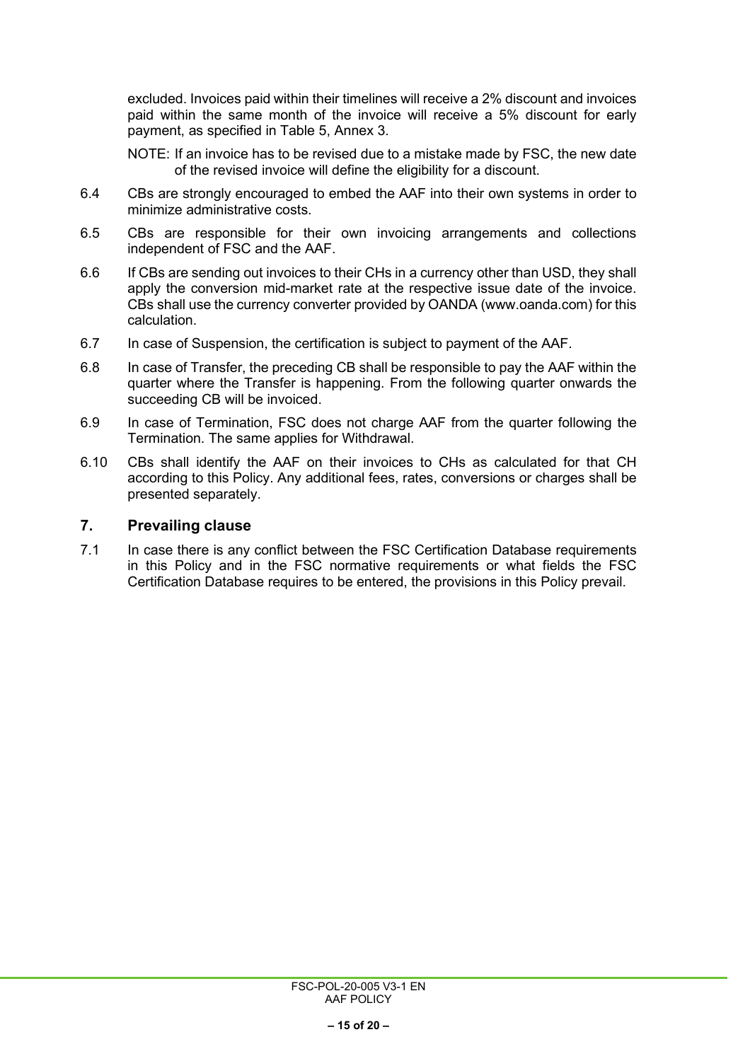excluded. Invoices paid within their timelines will receive a 2% discount and invoices paid within the same month of the invoice will receive a 5% discount for early payment, as specified in Table 5, Annex 3.

NOTE: If an invoice has to be revised due to a mistake made by FSC, the new date of the revised invoice will define the eligibility for a discount.

6.4 CBs are strongly encouraged to embed the AAF into their own systems in order to minimize administrative costs.

6.5 CBs are responsible for their own invoicing arrangements and collections independent of FSC and the AAF.

6.6 If CBs are sending out invoices to their CHs in a currency other than USD, they shall apply the conversion mid-market rate at the respective issue date of the invoice. CBs shall use the currency converter provided by OANDA (www.oanda.com) for this calculation.

6.7 In case of Suspension, the certification is subject to payment of the AAF.

6.8 In case of Transfer, the preceding CB shall be responsible to pay the AAF within the quarter where the Transfer is happening. From the following quarter onwards the succeeding CB will be invoiced.

6.9 In case of Termination, FSC does not charge AAF from the quarter following the Termination. The same applies for Withdrawal.

6.10 CBs shall identify the AAF on their invoices to CHs as calculated for that CH according to this Policy. Any additional fees, rates, conversions or charges shall be presented separately.

## 7. Prevailing clause

7.1 In case there is any conflict between the FSC Certification Database requirements in this Policy and in the FSC normative requirements or what fields the FSC Certification Database requires to be entered, the provisions in this Policy prevail.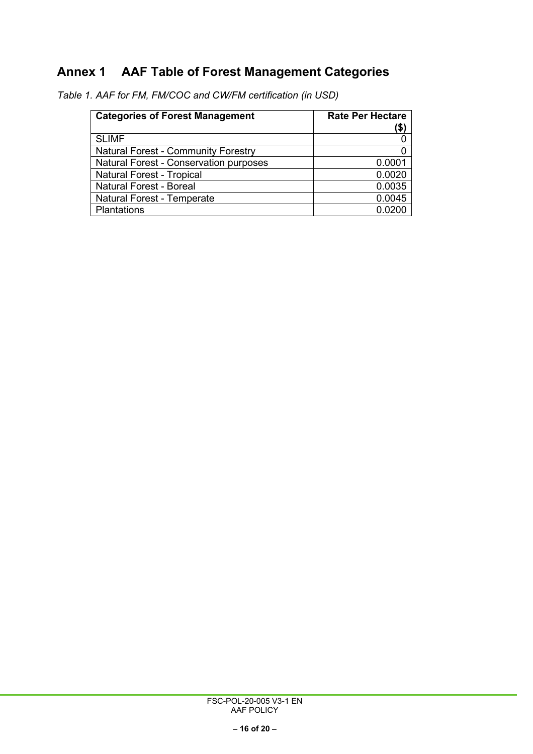## Annex 1 AAF Table of Forest Management Categories

*Table 1. AAF for FM, FM/COC and CW/FM certification (in USD)*

| Categories of Forest Management | Rate Per Hectare ($) |
|---|---|
| SLIMF | 0 |
| Natural Forest - Community Forestry | 0 |
| Natural Forest - Conservation purposes | 0.0001 |
| Natural Forest - Tropical | 0.0020 |
| Natural Forest - Boreal | 0.0035 |
| Natural Forest - Temperate | 0.0045 |
| Plantations | 0.0200 |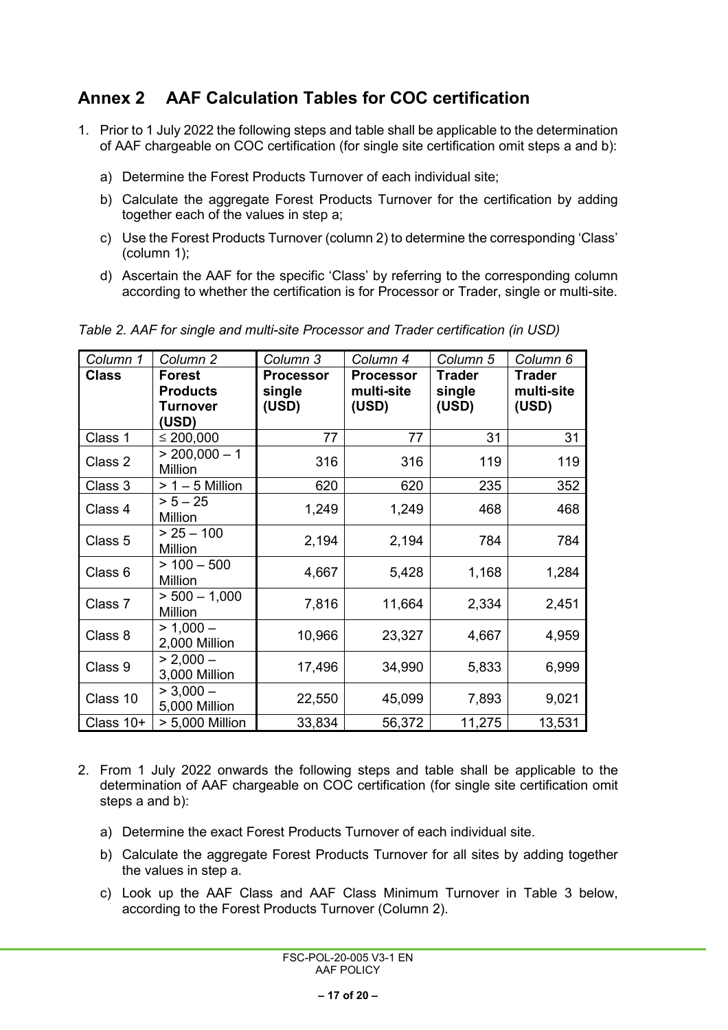## Annex 2 AAF Calculation Tables for COC certification

1. Prior to 1 July 2022 the following steps and table shall be applicable to the determination of AAF chargeable on COC certification (for single site certification omit steps a and b):

   a) Determine the Forest Products Turnover of each individual site;

   b) Calculate the aggregate Forest Products Turnover for the certification by adding together each of the values in step a;

   c) Use the Forest Products Turnover (column 2) to determine the corresponding 'Class' (column 1);

   d) Ascertain the AAF for the specific 'Class' by referring to the corresponding column according to whether the certification is for Processor or Trader, single or multi-site.

*Table 2. AAF for single and multi-site Processor and Trader certification (in USD)*

| *Column 1* | *Column 2* | *Column 3* | *Column 4* | *Column 5* | *Column 6* |
|---|---|---|---|---|---|
| **Class** | **Forest Products Turnover (USD)** | **Processor single (USD)** | **Processor multi-site (USD)** | **Trader single (USD)** | **Trader multi-site (USD)** |
| Class 1 | ≤ 200,000 | 77 | 77 | 31 | 31 |
| Class 2 | > 200,000 – 1 Million | 316 | 316 | 119 | 119 |
| Class 3 | > 1 – 5 Million | 620 | 620 | 235 | 352 |
| Class 4 | > 5 – 25 Million | 1,249 | 1,249 | 468 | 468 |
| Class 5 | > 25 – 100 Million | 2,194 | 2,194 | 784 | 784 |
| Class 6 | > 100 – 500 Million | 4,667 | 5,428 | 1,168 | 1,284 |
| Class 7 | > 500 – 1,000 Million | 7,816 | 11,664 | 2,334 | 2,451 |
| Class 8 | > 1,000 – 2,000 Million | 10,966 | 23,327 | 4,667 | 4,959 |
| Class 9 | > 2,000 – 3,000 Million | 17,496 | 34,990 | 5,833 | 6,999 |
| Class 10 | > 3,000 – 5,000 Million | 22,550 | 45,099 | 7,893 | 9,021 |
| Class 10+ | > 5,000 Million | 33,834 | 56,372 | 11,275 | 13,531 |

2. From 1 July 2022 onwards the following steps and table shall be applicable to the determination of AAF chargeable on COC certification (for single site certification omit steps a and b):

   a) Determine the exact Forest Products Turnover of each individual site.

   b) Calculate the aggregate Forest Products Turnover for all sites by adding together the values in step a.

   c) Look up the AAF Class and AAF Class Minimum Turnover in Table 3 below, according to the Forest Products Turnover (Column 2).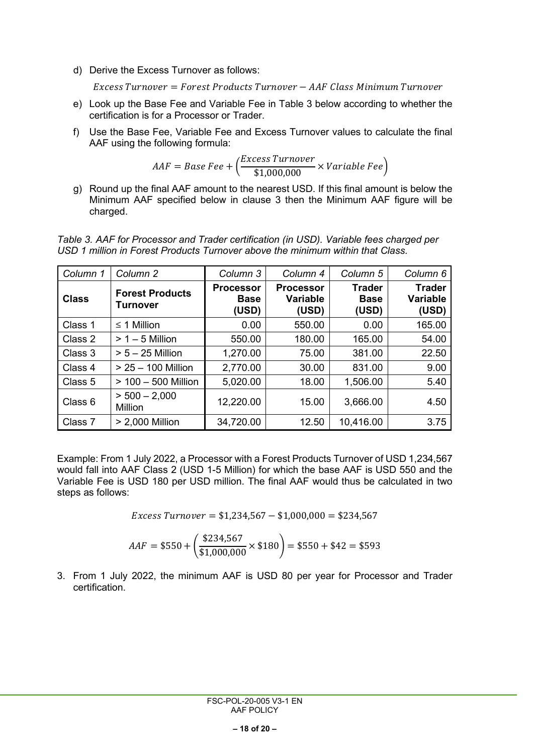d) Derive the Excess Turnover as follows:

$$Excess\ Turnover = Forest\ Products\ Turnover - AAF\ Class\ Minimum\ Turnover$$

e) Look up the Base Fee and Variable Fee in Table 3 below according to whether the certification is for a Processor or Trader.

f) Use the Base Fee, Variable Fee and Excess Turnover values to calculate the final AAF using the following formula:

$$AAF = Base\ Fee + \left(\frac{Excess\ Turnover}{\$1{,}000{,}000} \times Variable\ Fee\right)$$

g) Round up the final AAF amount to the nearest USD. If this final amount is below the Minimum AAF specified below in clause 3 then the Minimum AAF figure will be charged.

*Table 3. AAF for Processor and Trader certification (in USD). Variable fees charged per USD 1 million in Forest Products Turnover above the minimum within that Class.*

| *Column 1* | *Column 2* | *Column 3* | *Column 4* | *Column 5* | *Column 6* |
|---|---|---|---|---|---|
| **Class** | **Forest Products Turnover** | **Processor Base (USD)** | **Processor Variable (USD)** | **Trader Base (USD)** | **Trader Variable (USD)** |
| Class 1 | ≤ 1 Million | 0.00 | 550.00 | 0.00 | 165.00 |
| Class 2 | > 1 – 5 Million | 550.00 | 180.00 | 165.00 | 54.00 |
| Class 3 | > 5 – 25 Million | 1,270.00 | 75.00 | 381.00 | 22.50 |
| Class 4 | > 25 – 100 Million | 2,770.00 | 30.00 | 831.00 | 9.00 |
| Class 5 | > 100 – 500 Million | 5,020.00 | 18.00 | 1,506.00 | 5.40 |
| Class 6 | > 500 – 2,000 Million | 12,220.00 | 15.00 | 3,666.00 | 4.50 |
| Class 7 | > 2,000 Million | 34,720.00 | 12.50 | 10,416.00 | 3.75 |

Example: From 1 July 2022, a Processor with a Forest Products Turnover of USD 1,234,567 would fall into AAF Class 2 (USD 1-5 Million) for which the base AAF is USD 550 and the Variable Fee is USD 180 per USD million. The final AAF would thus be calculated in two steps as follows:

$$Excess\ Turnover = \$1{,}234{,}567 - \$1{,}000{,}000 = \$234{,}567$$

$$AAF = \$550 + \left(\frac{\$234{,}567}{\$1{,}000{,}000} \times \$180\right) = \$550 + \$42 = \$593$$

3. From 1 July 2022, the minimum AAF is USD 80 per year for Processor and Trader certification.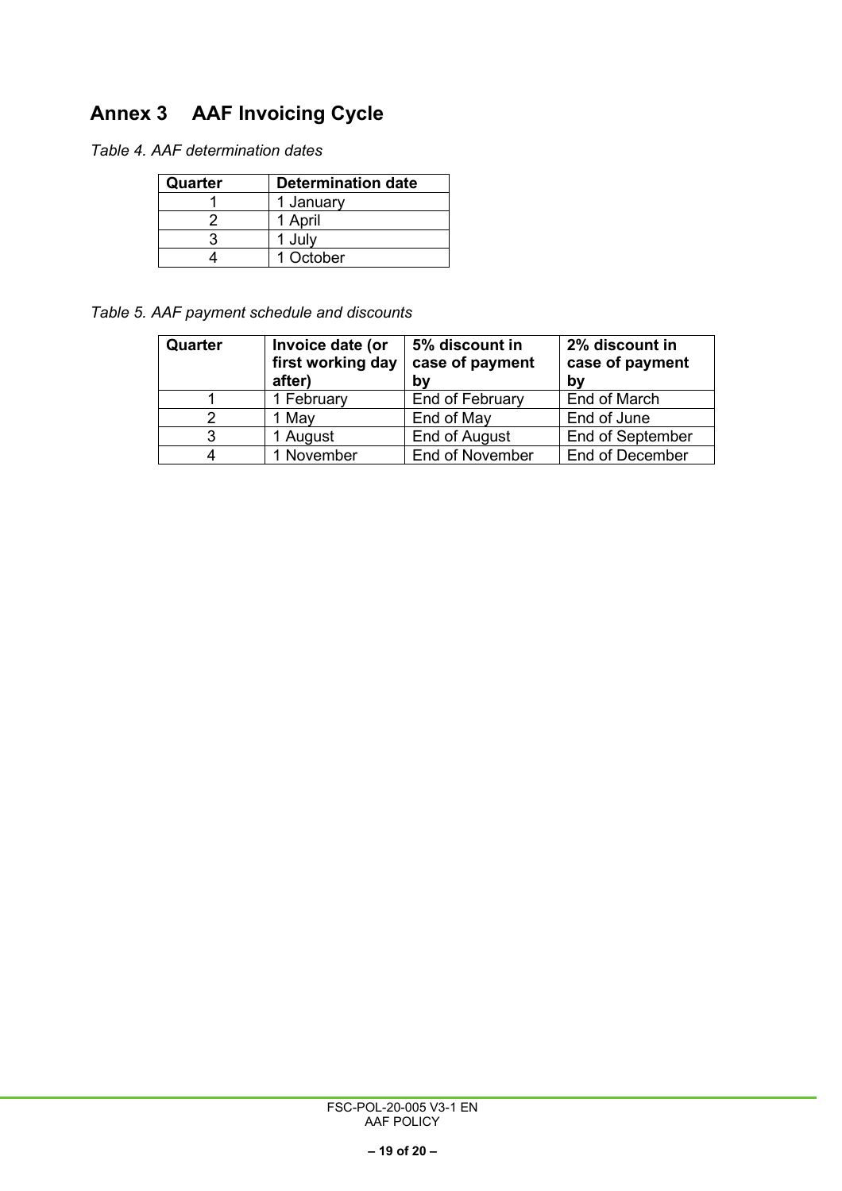## Annex 3 AAF Invoicing Cycle

*Table 4. AAF determination dates*

| Quarter | Determination date |
|---|---|
| 1 | 1 January |
| 2 | 1 April |
| 3 | 1 July |
| 4 | 1 October |

*Table 5. AAF payment schedule and discounts*

| Quarter | Invoice date (or first working day after) | 5% discount in case of payment by | 2% discount in case of payment by |
|---|---|---|---|
| 1 | 1 February | End of February | End of March |
| 2 | 1 May | End of May | End of June |
| 3 | 1 August | End of August | End of September |
| 4 | 1 November | End of November | End of December |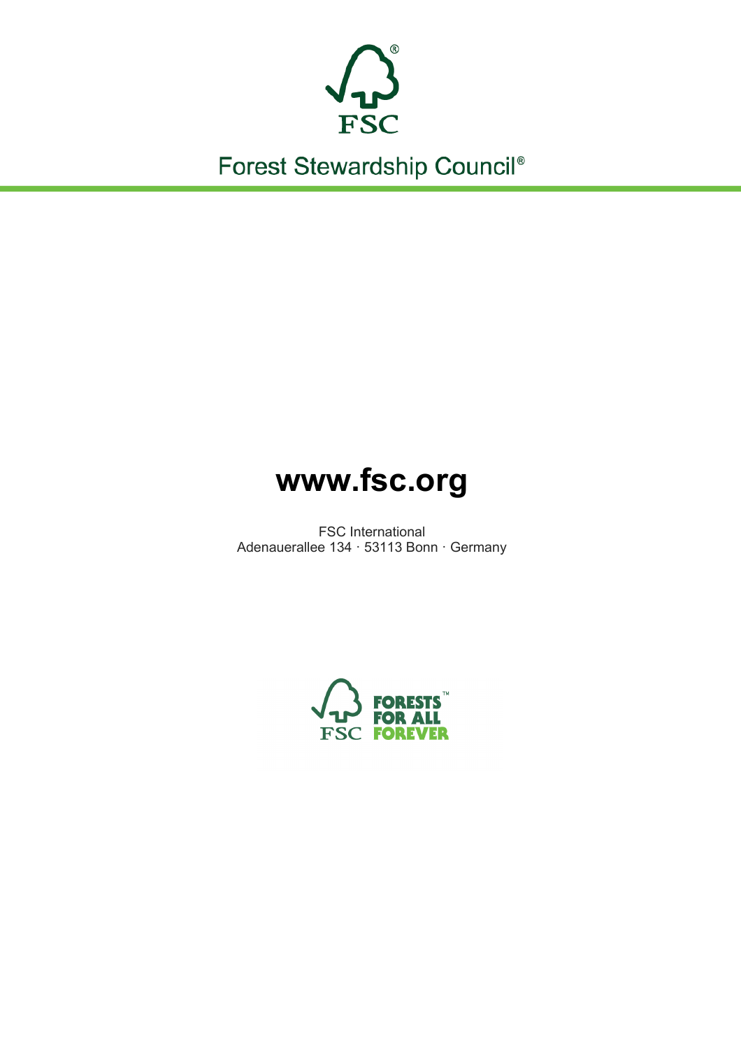FSC

Forest Stewardship Council®

**www.fsc.org**

FSC International
Adenauerallee 134 · 53113 Bonn · Germany

FSC FORESTS FOR ALL FOREVER™